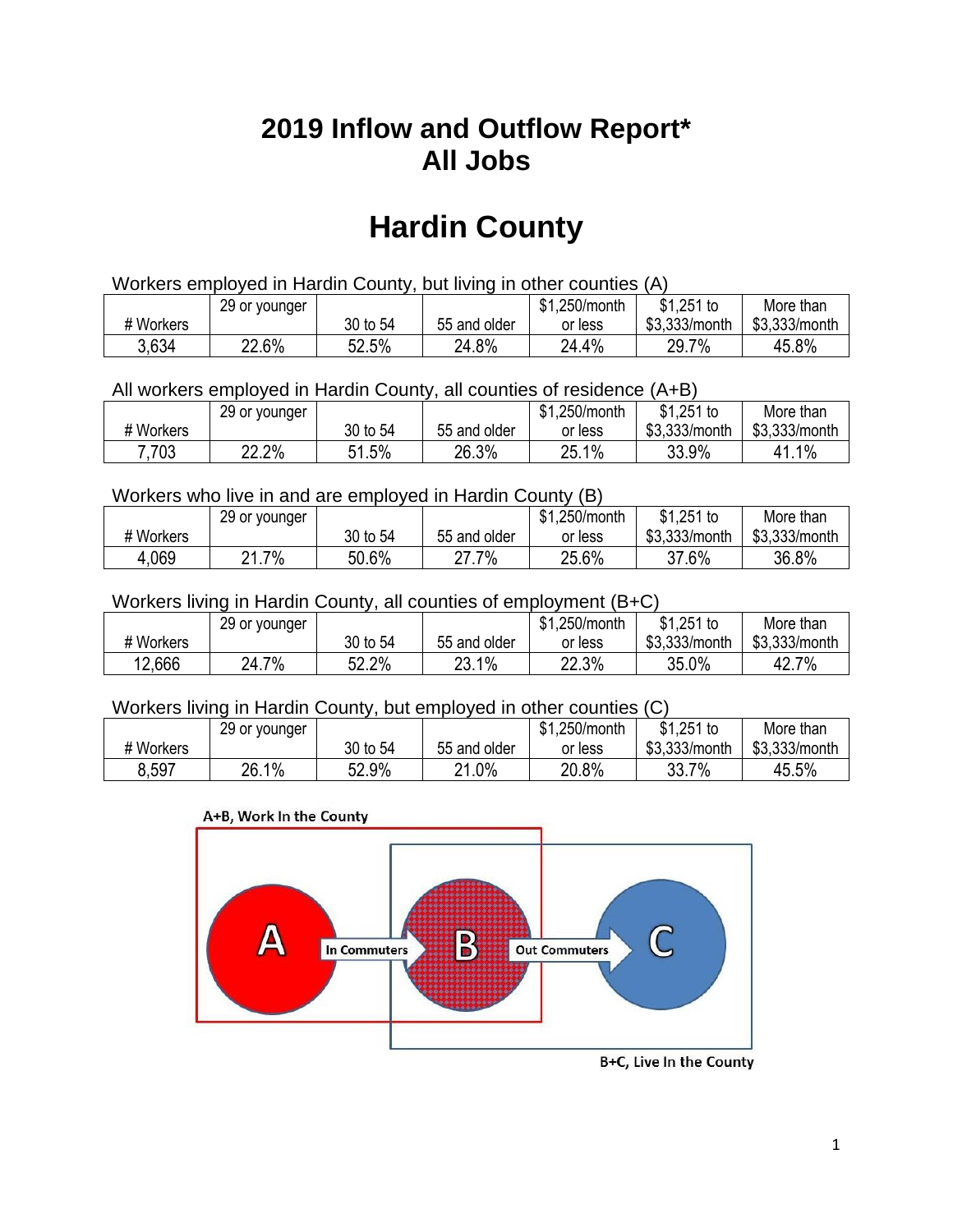# 2019 Inflow and Outflow Report*
# All Jobs

# Hardin County

Workers employed in Hardin County, but living in other counties (A)

| # Workers | 29 or younger | 30 to 54 | 55 and older | $1,250/month or less | $1,251 to $3,333/month | More than $3,333/month |
|---|---|---|---|---|---|---|
| 3,634 | 22.6% | 52.5% | 24.8% | 24.4% | 29.7% | 45.8% |

All workers employed in Hardin County, all counties of residence (A+B)

| # Workers | 29 or younger | 30 to 54 | 55 and older | $1,250/month or less | $1,251 to $3,333/month | More than $3,333/month |
|---|---|---|---|---|---|---|
| 7,703 | 22.2% | 51.5% | 26.3% | 25.1% | 33.9% | 41.1% |

Workers who live in and are employed in Hardin County (B)

| # Workers | 29 or younger | 30 to 54 | 55 and older | $1,250/month or less | $1,251 to $3,333/month | More than $3,333/month |
|---|---|---|---|---|---|---|
| 4,069 | 21.7% | 50.6% | 27.7% | 25.6% | 37.6% | 36.8% |

Workers living in Hardin County, all counties of employment (B+C)

| # Workers | 29 or younger | 30 to 54 | 55 and older | $1,250/month or less | $1,251 to $3,333/month | More than $3,333/month |
|---|---|---|---|---|---|---|
| 12,666 | 24.7% | 52.2% | 23.1% | 22.3% | 35.0% | 42.7% |

Workers living in Hardin County, but employed in other counties (C)

| # Workers | 29 or younger | 30 to 54 | 55 and older | $1,250/month or less | $1,251 to $3,333/month | More than $3,333/month |
|---|---|---|---|---|---|---|
| 8,597 | 26.1% | 52.9% | 21.0% | 20.8% | 33.7% | 45.5% |

A+B, Work In the County

A — In Commuters → B — Out Commuters → C

B+C, Live In the County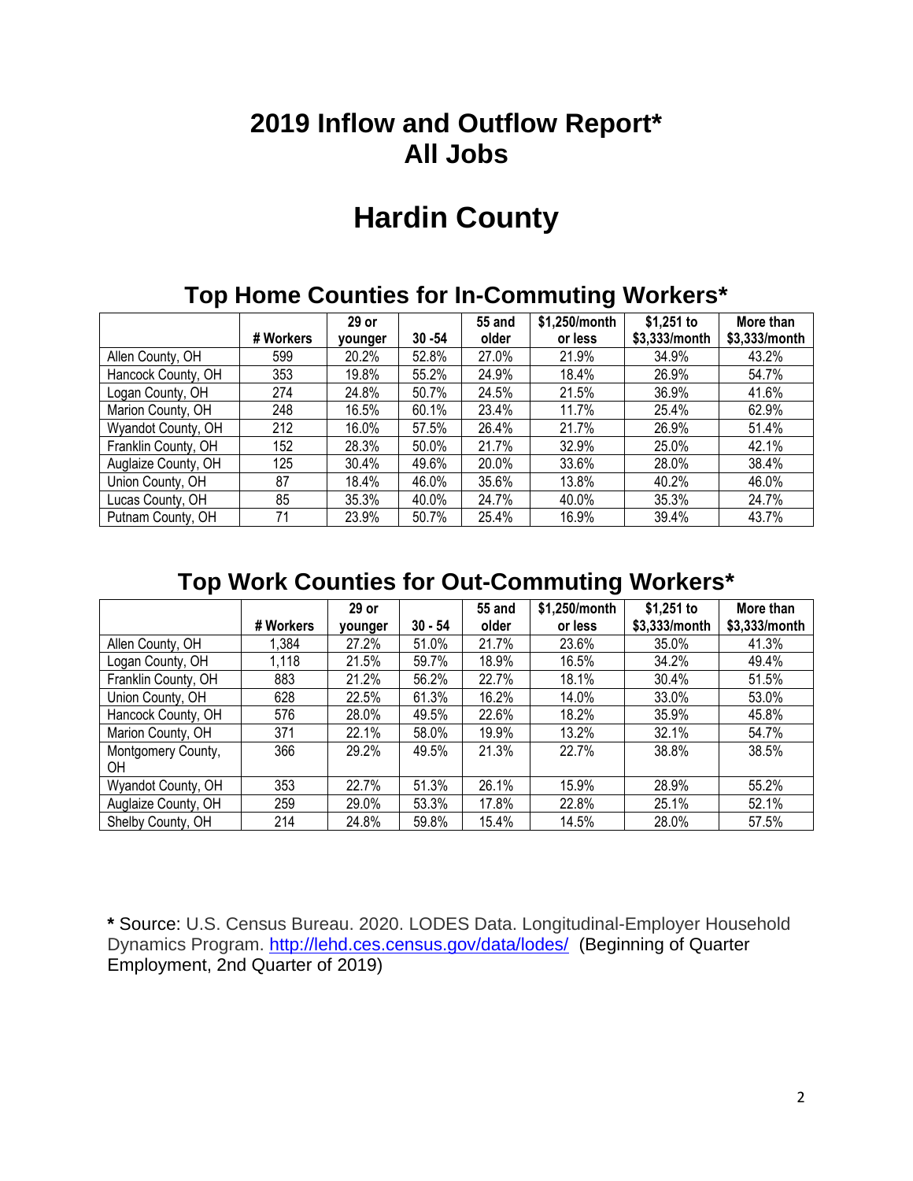# 2019 Inflow and Outflow Report*
# All Jobs

# Hardin County

## Top Home Counties for In-Commuting Workers*

| | # Workers | 29 or younger | 30 -54 | 55 and older | $1,250/month or less | $1,251 to $3,333/month | More than $3,333/month |
|---|---|---|---|---|---|---|---|
| Allen County, OH | 599 | 20.2% | 52.8% | 27.0% | 21.9% | 34.9% | 43.2% |
| Hancock County, OH | 353 | 19.8% | 55.2% | 24.9% | 18.4% | 26.9% | 54.7% |
| Logan County, OH | 274 | 24.8% | 50.7% | 24.5% | 21.5% | 36.9% | 41.6% |
| Marion County, OH | 248 | 16.5% | 60.1% | 23.4% | 11.7% | 25.4% | 62.9% |
| Wyandot County, OH | 212 | 16.0% | 57.5% | 26.4% | 21.7% | 26.9% | 51.4% |
| Franklin County, OH | 152 | 28.3% | 50.0% | 21.7% | 32.9% | 25.0% | 42.1% |
| Auglaize County, OH | 125 | 30.4% | 49.6% | 20.0% | 33.6% | 28.0% | 38.4% |
| Union County, OH | 87 | 18.4% | 46.0% | 35.6% | 13.8% | 40.2% | 46.0% |
| Lucas County, OH | 85 | 35.3% | 40.0% | 24.7% | 40.0% | 35.3% | 24.7% |
| Putnam County, OH | 71 | 23.9% | 50.7% | 25.4% | 16.9% | 39.4% | 43.7% |

## Top Work Counties for Out-Commuting Workers*

| | # Workers | 29 or younger | 30 - 54 | 55 and older | $1,250/month or less | $1,251 to $3,333/month | More than $3,333/month |
|---|---|---|---|---|---|---|---|
| Allen County, OH | 1,384 | 27.2% | 51.0% | 21.7% | 23.6% | 35.0% | 41.3% |
| Logan County, OH | 1,118 | 21.5% | 59.7% | 18.9% | 16.5% | 34.2% | 49.4% |
| Franklin County, OH | 883 | 21.2% | 56.2% | 22.7% | 18.1% | 30.4% | 51.5% |
| Union County, OH | 628 | 22.5% | 61.3% | 16.2% | 14.0% | 33.0% | 53.0% |
| Hancock County, OH | 576 | 28.0% | 49.5% | 22.6% | 18.2% | 35.9% | 45.8% |
| Marion County, OH | 371 | 22.1% | 58.0% | 19.9% | 13.2% | 32.1% | 54.7% |
| Montgomery County, OH | 366 | 29.2% | 49.5% | 21.3% | 22.7% | 38.8% | 38.5% |
| Wyandot County, OH | 353 | 22.7% | 51.3% | 26.1% | 15.9% | 28.9% | 55.2% |
| Auglaize County, OH | 259 | 29.0% | 53.3% | 17.8% | 22.8% | 25.1% | 52.1% |
| Shelby County, OH | 214 | 24.8% | 59.8% | 15.4% | 14.5% | 28.0% | 57.5% |

**\*** Source: U.S. Census Bureau. 2020. LODES Data. Longitudinal-Employer Household Dynamics Program. http://lehd.ces.census.gov/data/lodes/ (Beginning of Quarter Employment, 2nd Quarter of 2019)